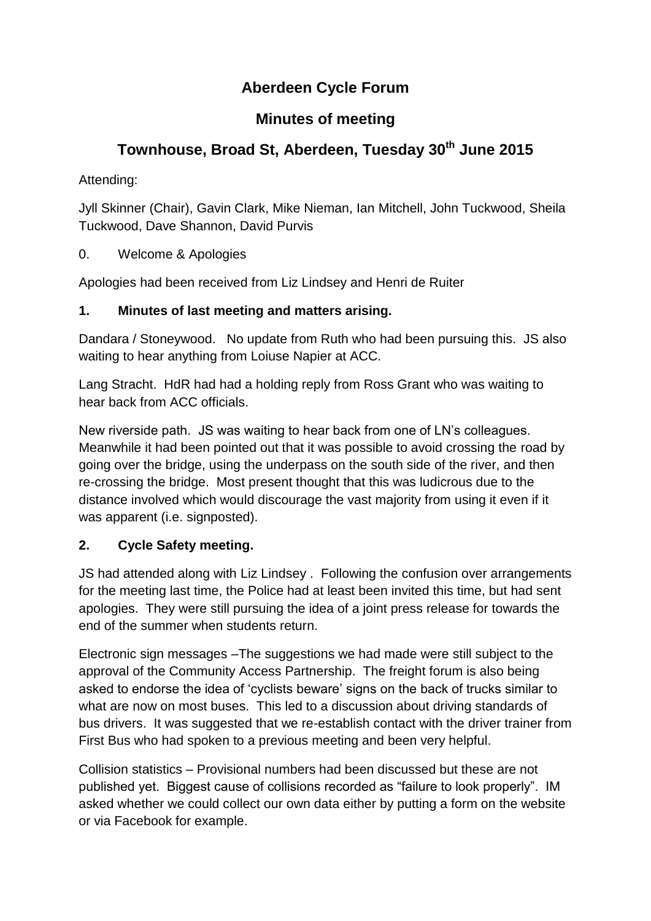# Aberdeen Cycle Forum

## Minutes of meeting

## Townhouse, Broad St, Aberdeen, Tuesday 30th June 2015

Attending:

Jyll Skinner (Chair), Gavin Clark, Mike Nieman, Ian Mitchell, John Tuckwood, Sheila Tuckwood, Dave Shannon, David Purvis

0. Welcome & Apologies

Apologies had been received from Liz Lindsey and Henri de Ruiter

### 1. Minutes of last meeting and matters arising.

Dandara / Stoneywood. No update from Ruth who had been pursuing this. JS also waiting to hear anything from Loiuse Napier at ACC.

Lang Stracht. HdR had had a holding reply from Ross Grant who was waiting to hear back from ACC officials.

New riverside path. JS was waiting to hear back from one of LN's colleagues. Meanwhile it had been pointed out that it was possible to avoid crossing the road by going over the bridge, using the underpass on the south side of the river, and then re-crossing the bridge. Most present thought that this was ludicrous due to the distance involved which would discourage the vast majority from using it even if it was apparent (i.e. signposted).

### 2. Cycle Safety meeting.

JS had attended along with Liz Lindsey . Following the confusion over arrangements for the meeting last time, the Police had at least been invited this time, but had sent apologies. They were still pursuing the idea of a joint press release for towards the end of the summer when students return.

Electronic sign messages –The suggestions we had made were still subject to the approval of the Community Access Partnership. The freight forum is also being asked to endorse the idea of 'cyclists beware' signs on the back of trucks similar to what are now on most buses. This led to a discussion about driving standards of bus drivers. It was suggested that we re-establish contact with the driver trainer from First Bus who had spoken to a previous meeting and been very helpful.

Collision statistics – Provisional numbers had been discussed but these are not published yet. Biggest cause of collisions recorded as "failure to look properly". IM asked whether we could collect our own data either by putting a form on the website or via Facebook for example.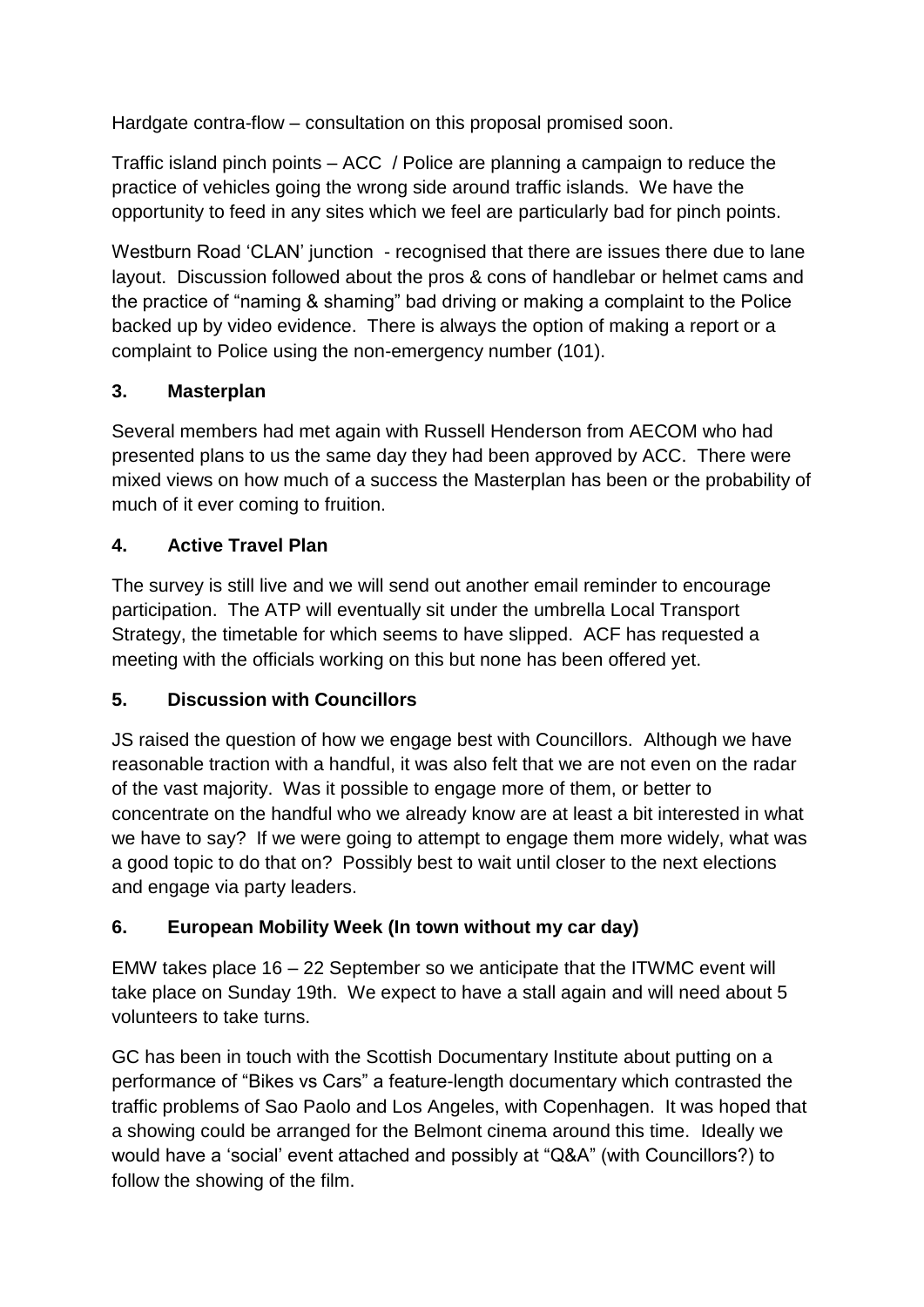Hardgate contra-flow – consultation on this proposal promised soon.

Traffic island pinch points – ACC / Police are planning a campaign to reduce the practice of vehicles going the wrong side around traffic islands. We have the opportunity to feed in any sites which we feel are particularly bad for pinch points.

Westburn Road 'CLAN' junction - recognised that there are issues there due to lane layout. Discussion followed about the pros & cons of handlebar or helmet cams and the practice of "naming & shaming" bad driving or making a complaint to the Police backed up by video evidence. There is always the option of making a report or a complaint to Police using the non-emergency number (101).

### 3. Masterplan

Several members had met again with Russell Henderson from AECOM who had presented plans to us the same day they had been approved by ACC. There were mixed views on how much of a success the Masterplan has been or the probability of much of it ever coming to fruition.

### 4. Active Travel Plan

The survey is still live and we will send out another email reminder to encourage participation. The ATP will eventually sit under the umbrella Local Transport Strategy, the timetable for which seems to have slipped. ACF has requested a meeting with the officials working on this but none has been offered yet.

### 5. Discussion with Councillors

JS raised the question of how we engage best with Councillors. Although we have reasonable traction with a handful, it was also felt that we are not even on the radar of the vast majority. Was it possible to engage more of them, or better to concentrate on the handful who we already know are at least a bit interested in what we have to say? If we were going to attempt to engage them more widely, what was a good topic to do that on? Possibly best to wait until closer to the next elections and engage via party leaders.

### 6. European Mobility Week (In town without my car day)

EMW takes place 16 – 22 September so we anticipate that the ITWMC event will take place on Sunday 19th. We expect to have a stall again and will need about 5 volunteers to take turns.

GC has been in touch with the Scottish Documentary Institute about putting on a performance of "Bikes vs Cars" a feature-length documentary which contrasted the traffic problems of Sao Paolo and Los Angeles, with Copenhagen. It was hoped that a showing could be arranged for the Belmont cinema around this time. Ideally we would have a 'social' event attached and possibly at "Q&A" (with Councillors?) to follow the showing of the film.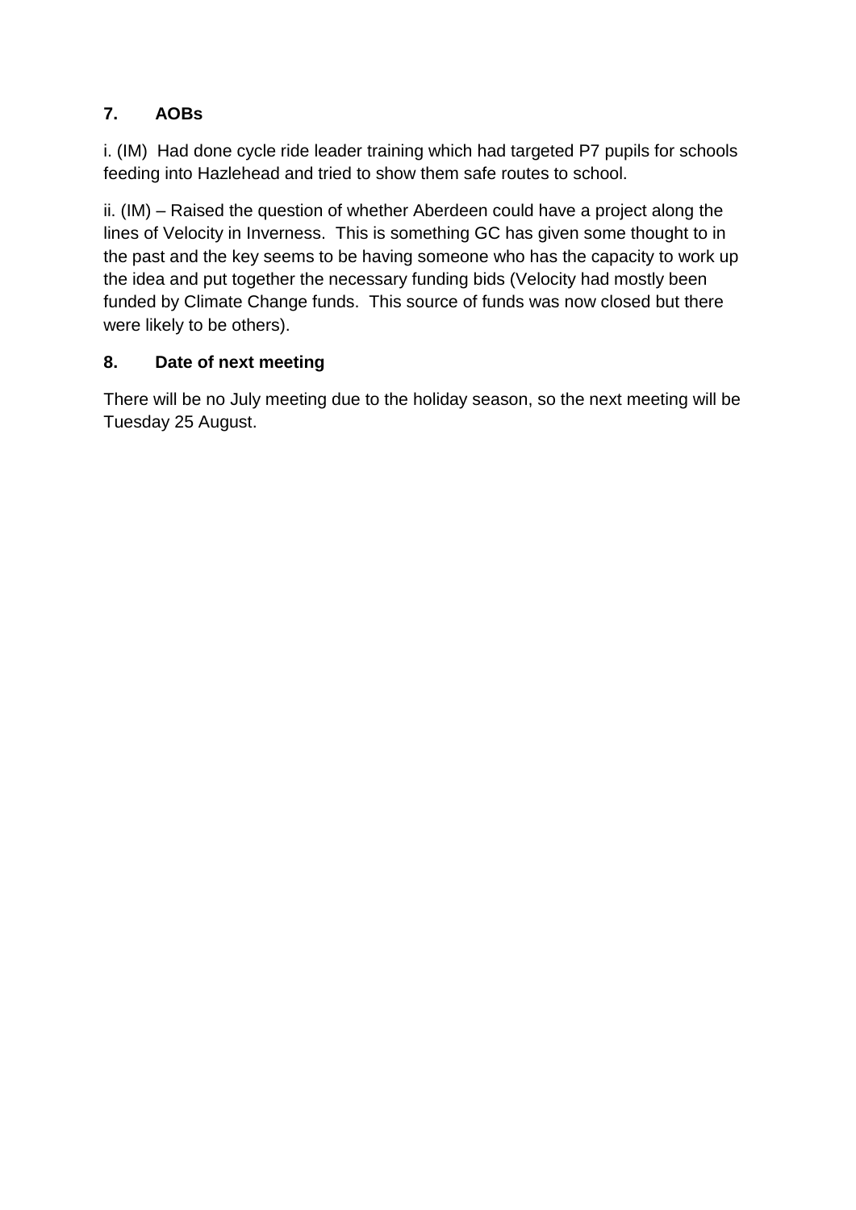## 7. AOBs

i. (IM) Had done cycle ride leader training which had targeted P7 pupils for schools feeding into Hazlehead and tried to show them safe routes to school.

ii. (IM) – Raised the question of whether Aberdeen could have a project along the lines of Velocity in Inverness. This is something GC has given some thought to in the past and the key seems to be having someone who has the capacity to work up the idea and put together the necessary funding bids (Velocity had mostly been funded by Climate Change funds. This source of funds was now closed but there were likely to be others).

## 8. Date of next meeting

There will be no July meeting due to the holiday season, so the next meeting will be Tuesday 25 August.